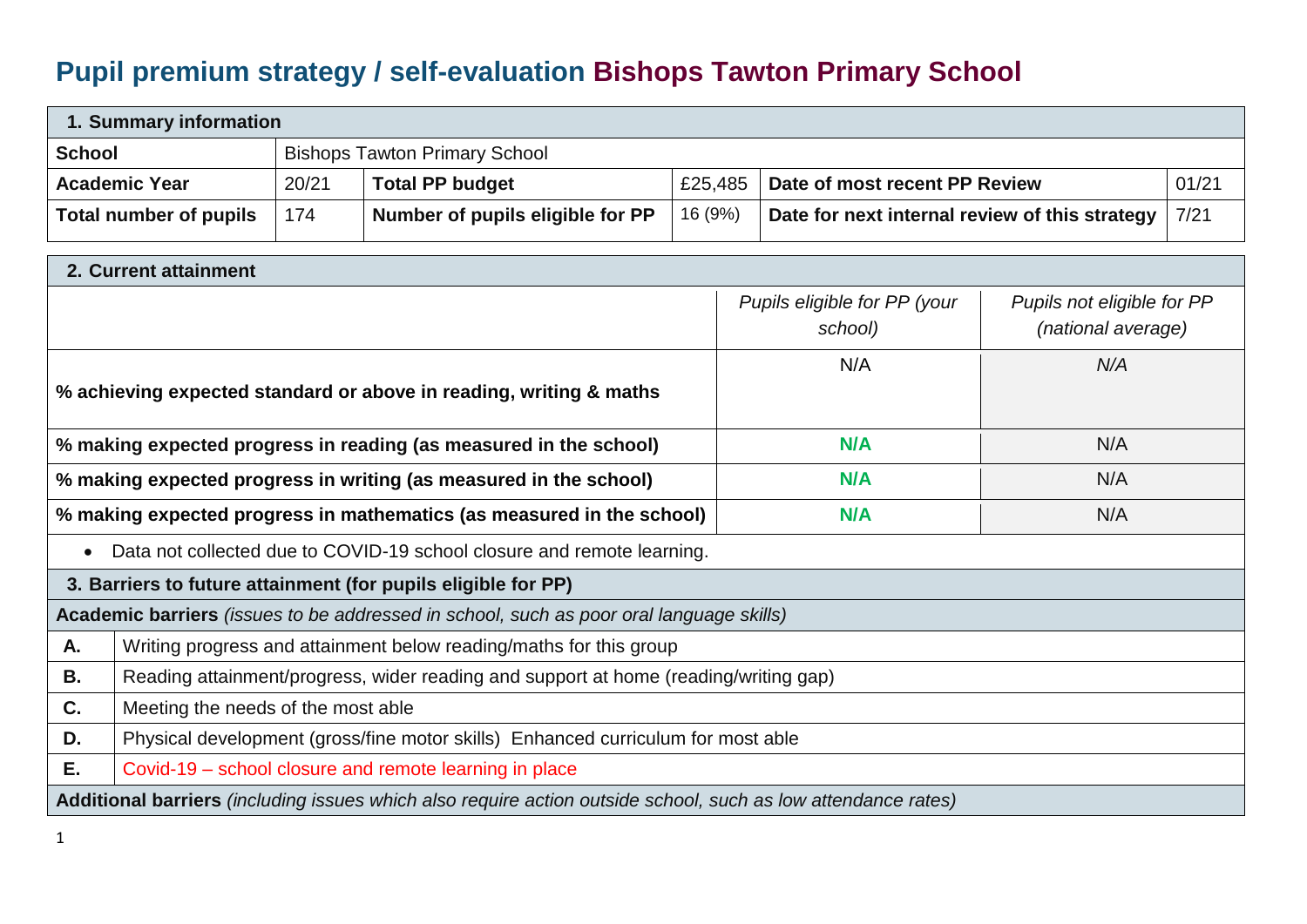# Pupil premium strategy / self-evaluation Bishops Tawton Primary School

| **1. Summary information** | | | | | |
|---|---|---|---|---|---|
| **School** | Bishops Tawton Primary School | | | | |
| **Academic Year** | 20/21 | **Total PP budget** | £25,485 | **Date of most recent PP Review** | 01/21 |
| **Total number of pupils** | 174 | **Number of pupils eligible for PP** | 16 (9%) | **Date for next internal review of this strategy** | 7/21 |

| **2. Current attainment** | | |
|---|---|---|
| | *Pupils eligible for PP (your school)* | *Pupils not eligible for PP (national average)* |
| **% achieving expected standard or above in reading, writing & maths** | N/A | *N/A* |
| **% making expected progress in reading (as measured in the school)** | **N/A** | N/A |
| **% making expected progress in writing (as measured in the school)** | **N/A** | N/A |
| **% making expected progress in mathematics (as measured in the school)** | **N/A** | N/A |

- Data not collected due to COVID-19 school closure and remote learning.

| **3. Barriers to future attainment (for pupils eligible for PP)** | |
|---|---|
| **Academic barriers** *(issues to be addressed in school, such as poor oral language skills)* | |
| **A.** | Writing progress and attainment below reading/maths for this group |
| **B.** | Reading attainment/progress, wider reading and support at home (reading/writing gap) |
| **C.** | Meeting the needs of the most able |
| **D.** | Physical development (gross/fine motor skills) Enhanced curriculum for most able |
| **E.** | Covid-19 – school closure and remote learning in place |
| **Additional barriers** *(including issues which also require action outside school, such as low attendance rates)* | |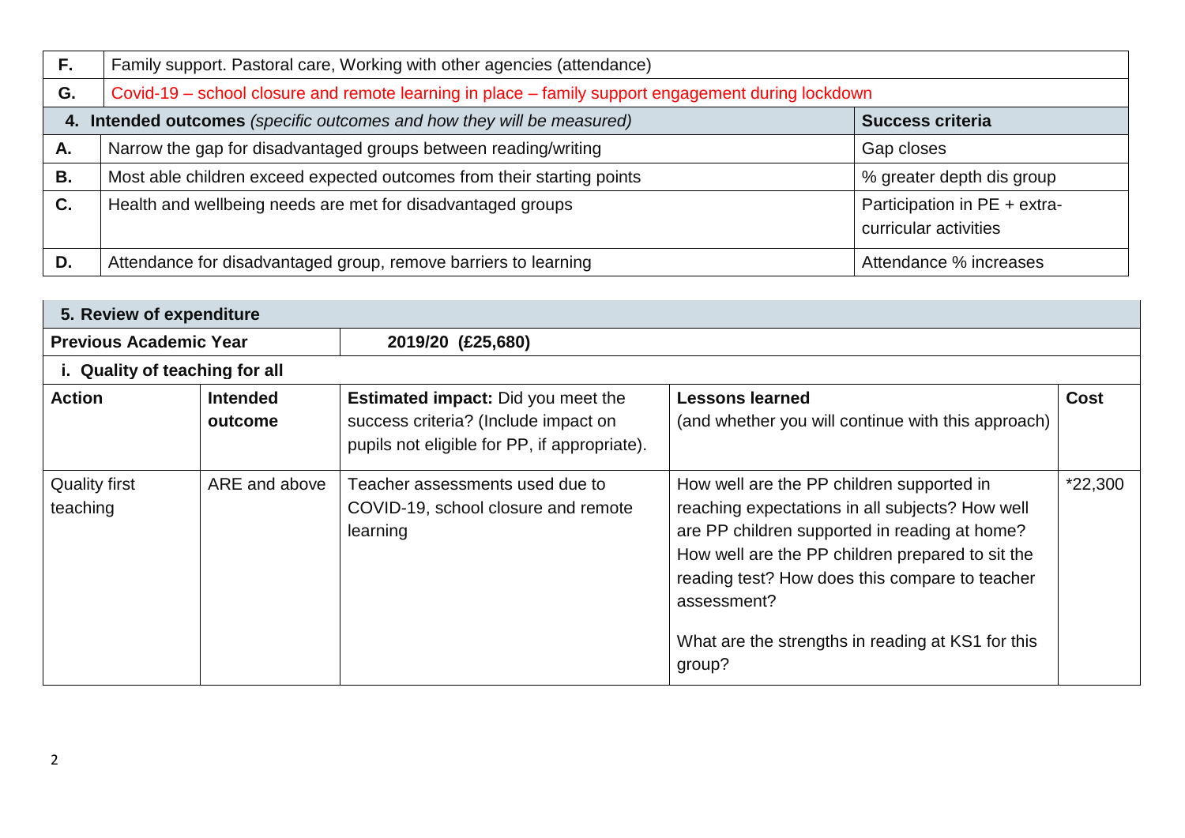| | |
|---|---|
| **F.** | Family support. Pastoral care, Working with other agencies (attendance) |
| **G.** | Covid-19 – school closure and remote learning in place – family support engagement during lockdown |

| **4. Intended outcomes** *(specific outcomes and how they will be measured)* | | **Success criteria** |
|---|---|---|
| **A.** | Narrow the gap for disadvantaged groups between reading/writing | Gap closes |
| **B.** | Most able children exceed expected outcomes from their starting points | % greater depth dis group |
| **C.** | Health and wellbeing needs are met for disadvantaged groups | Participation in PE + extra-curricular activities |
| **D.** | Attendance for disadvantaged group, remove barriers to learning | Attendance % increases |

**5. Review of expenditure**

| **Previous Academic Year** | | **2019/20 (£25,680)** | | |
|---|---|---|---|---|
| **i. Quality of teaching for all** | | | | |
| **Action** | **Intended outcome** | **Estimated impact:** Did you meet the success criteria? (Include impact on pupils not eligible for PP, if appropriate). | **Lessons learned** (and whether you will continue with this approach) | **Cost** |
| Quality first teaching | ARE and above | Teacher assessments used due to COVID-19, school closure and remote learning | How well are the PP children supported in reaching expectations in all subjects? How well are PP children supported in reading at home? How well are the PP children prepared to sit the reading test? How does this compare to teacher assessment?<br><br>What are the strengths in reading at KS1 for this group? | *22,300 |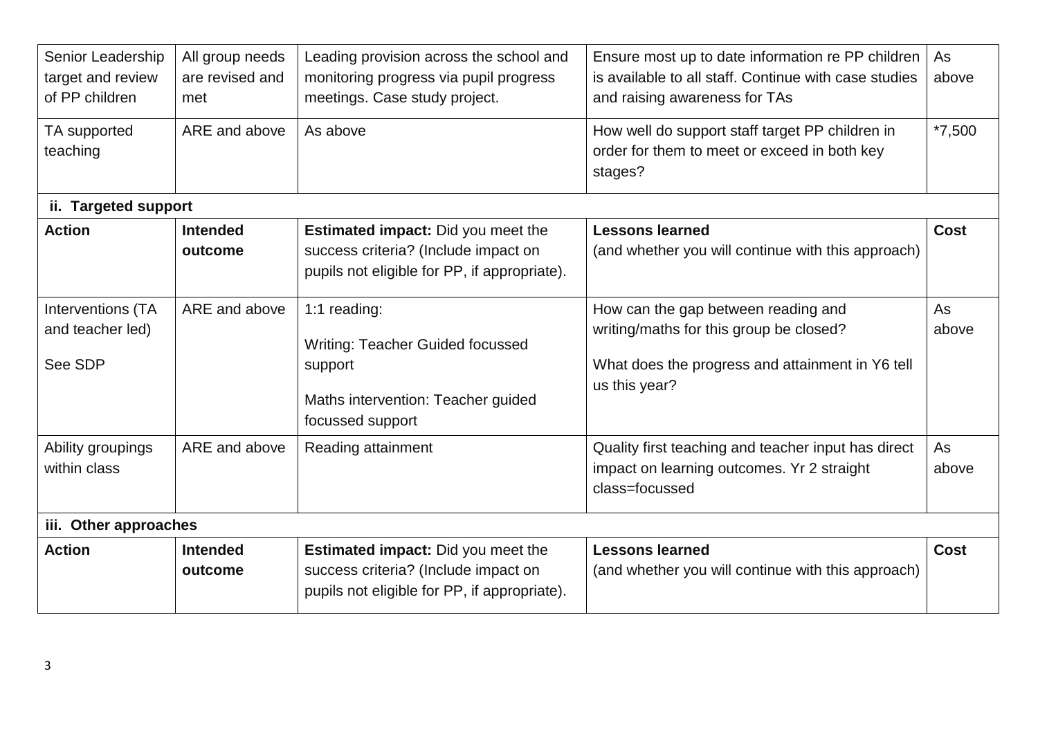| | | | | |
|---|---|---|---|---|
| Senior Leadership target and review of PP children | All group needs are revised and met | Leading provision across the school and monitoring progress via pupil progress meetings. Case study project. | Ensure most up to date information re PP children is available to all staff. Continue with case studies and raising awareness for TAs | As above |
| TA supported teaching | ARE and above | As above | How well do support staff target PP children in order for them to meet or exceed in both key stages? | *7,500 |

**ii. Targeted support**

| **Action** | **Intended outcome** | **Estimated impact:** Did you meet the success criteria? (Include impact on pupils not eligible for PP, if appropriate). | **Lessons learned** (and whether you will continue with this approach) | **Cost** |
|---|---|---|---|---|
| Interventions (TA and teacher led)<br><br>See SDP | ARE and above | 1:1 reading:<br><br>Writing: Teacher Guided focussed support<br><br>Maths intervention: Teacher guided focussed support | How can the gap between reading and writing/maths for this group be closed?<br><br>What does the progress and attainment in Y6 tell us this year? | As above |
| Ability groupings within class | ARE and above | Reading attainment | Quality first teaching and teacher input has direct impact on learning outcomes. Yr 2 straight class=focussed | As above |

**iii. Other approaches**

| **Action** | **Intended outcome** | **Estimated impact:** Did you meet the success criteria? (Include impact on pupils not eligible for PP, if appropriate). | **Lessons learned** (and whether you will continue with this approach) | **Cost** |
|---|---|---|---|---|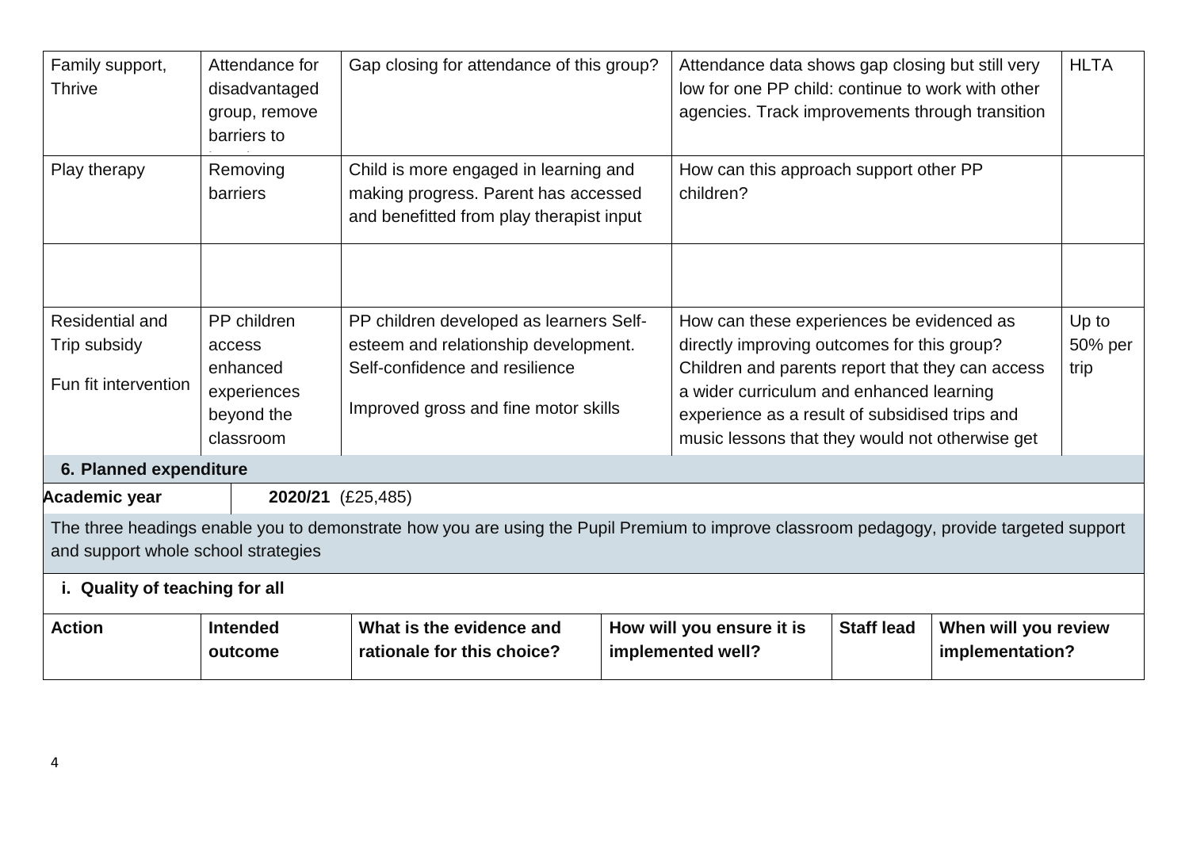| | | | | |
|---|---|---|---|---|
| Family support, Thrive | Attendance for disadvantaged group, remove barriers to | Gap closing for attendance of this group? | Attendance data shows gap closing but still very low for one PP child: continue to work with other agencies. Track improvements through transition | HLTA |
| Play therapy | Removing barriers | Child is more engaged in learning and making progress. Parent has accessed and benefitted from play therapist input | How can this approach support other PP children? | |
| | | | | |
| Residential and Trip subsidy<br><br>Fun fit intervention | PP children access enhanced experiences beyond the classroom | PP children developed as learners Self-esteem and relationship development. Self-confidence and resilience<br><br>Improved gross and fine motor skills | How can these experiences be evidenced as directly improving outcomes for this group? Children and parents report that they can access a wider curriculum and enhanced learning experience as a result of subsidised trips and music lessons that they would not otherwise get | Up to 50% per trip |

## 6. Planned expenditure

**Academic year** **2020/21** (£25,485)

The three headings enable you to demonstrate how you are using the Pupil Premium to improve classroom pedagogy, provide targeted support and support whole school strategies

### i. Quality of teaching for all

| Action | Intended outcome | What is the evidence and rationale for this choice? | How will you ensure it is implemented well? | Staff lead | When will you review implementation? |
|---|---|---|---|---|---|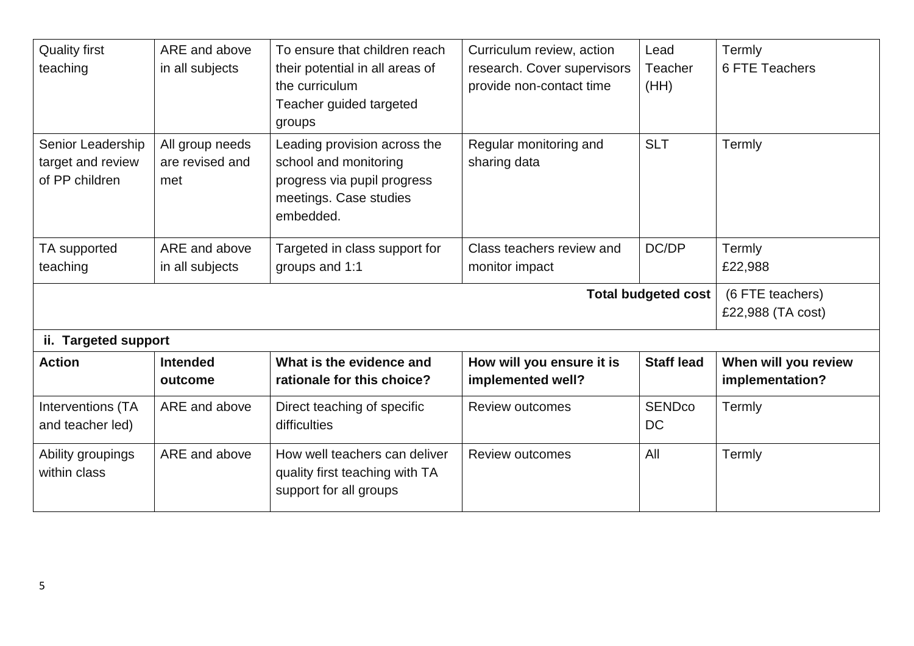| | | | | | |
|---|---|---|---|---|---|
| Quality first teaching | ARE and above in all subjects | To ensure that children reach their potential in all areas of the curriculum<br>Teacher guided targeted groups | Curriculum review, action research. Cover supervisors provide non-contact time | Lead Teacher (HH) | Termly<br>6 FTE Teachers |
| Senior Leadership target and review of PP children | All group needs are revised and met | Leading provision across the school and monitoring progress via pupil progress meetings. Case studies embedded. | Regular monitoring and sharing data | SLT | Termly |
| TA supported teaching | ARE and above in all subjects | Targeted in class support for groups and 1:1 | Class teachers review and monitor impact | DC/DP | Termly<br>£22,988 |
| | | | | **Total budgeted cost** | (6 FTE teachers)<br>£22,988 (TA cost) |

**ii. Targeted support**

| Action | Intended outcome | What is the evidence and rationale for this choice? | How will you ensure it is implemented well? | Staff lead | When will you review implementation? |
|---|---|---|---|---|---|
| Interventions (TA and teacher led) | ARE and above | Direct teaching of specific difficulties | Review outcomes | SENDco<br>DC | Termly |
| Ability groupings within class | ARE and above | How well teachers can deliver quality first teaching with TA support for all groups | Review outcomes | All | Termly |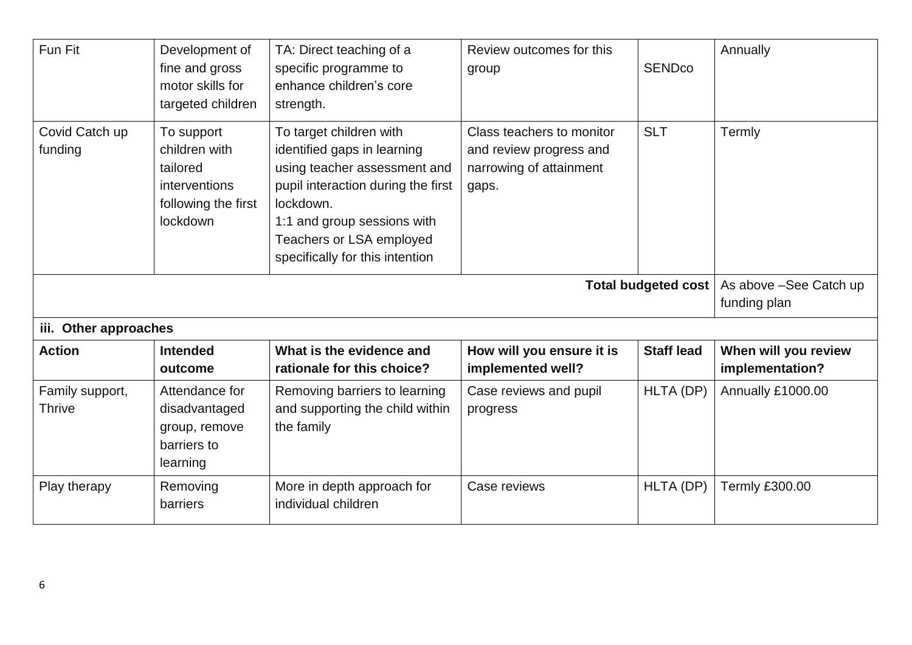| Fun Fit | Development of fine and gross motor skills for targeted children | TA: Direct teaching of a specific programme to enhance children's core strength. | Review outcomes for this group | SENDco | Annually |
|---|---|---|---|---|---|
| Covid Catch up funding | To support children with tailored interventions following the first lockdown | To target children with identified gaps in learning using teacher assessment and pupil interaction during the first lockdown.<br>1:1 and group sessions with Teachers or LSA employed specifically for this intention | Class teachers to monitor and review progress and narrowing of attainment gaps. | SLT | Termly |
| | | | | **Total budgeted cost** | As above –See Catch up funding plan |
| **iii. Other approaches** | | | | | |
| **Action** | **Intended outcome** | **What is the evidence and rationale for this choice?** | **How will you ensure it is implemented well?** | **Staff lead** | **When will you review implementation?** |
| Family support, Thrive | Attendance for disadvantaged group, remove barriers to learning | Removing barriers to learning and supporting the child within the family | Case reviews and pupil progress | HLTA (DP) | Annually £1000.00 |
| Play therapy | Removing barriers | More in depth approach for individual children | Case reviews | HLTA (DP) | Termly £300.00 |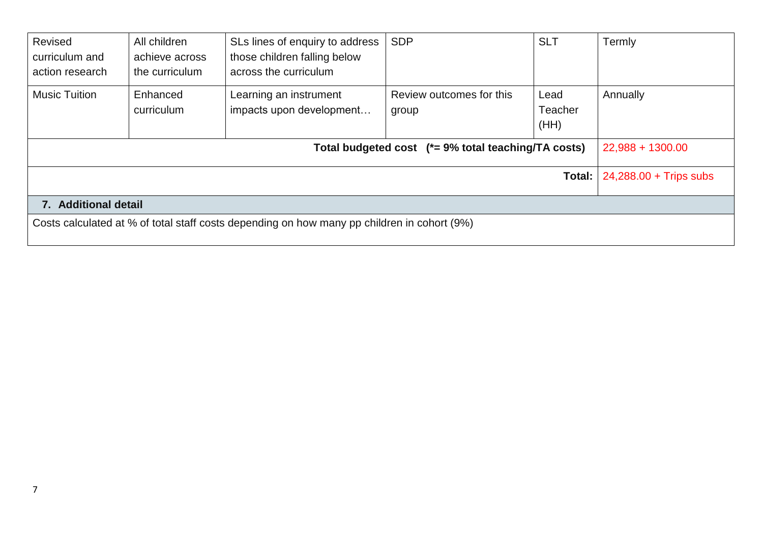| | | | | | |
|---|---|---|---|---|---|
| Revised curriculum and action research | All children achieve across the curriculum | SLs lines of enquiry to address those children falling below across the curriculum | SDP | SLT | Termly |
| Music Tuition | Enhanced curriculum | Learning an instrument impacts upon development… | Review outcomes for this group | Lead Teacher (HH) | Annually |
| | | | | **Total budgeted cost (*= 9% total teaching/TA costs)** | 22,988 + 1300.00 |
| | | | | **Total:** | 24,288.00 + Trips subs |

## 7. Additional detail

Costs calculated at % of total staff costs depending on how many pp children in cohort (9%)